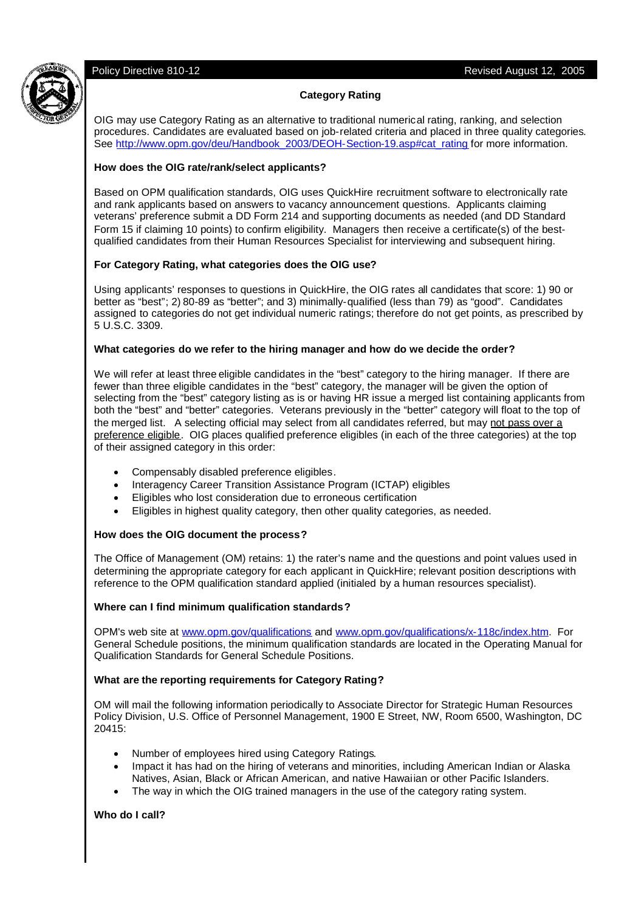Policy Directive 810-12 Revised August 12, 2005

## Category Rating

OIG may use Category Rating as an alternative to traditional numerical rating, ranking, and selection procedures. Candidates are evaluated based on job-related criteria and placed in three quality categories. See http://www.opm.gov/deu/Handbook_2003/DEOH-Section-19.asp#cat_rating for more information.

**How does the OIG rate/rank/select applicants?**

Based on OPM qualification standards, OIG uses QuickHire recruitment software to electronically rate and rank applicants based on answers to vacancy announcement questions. Applicants claiming veterans' preference submit a DD Form 214 and supporting documents as needed (and DD Standard Form 15 if claiming 10 points) to confirm eligibility. Managers then receive a certificate(s) of the best-qualified candidates from their Human Resources Specialist for interviewing and subsequent hiring.

**For Category Rating, what categories does the OIG use?**

Using applicants' responses to questions in QuickHire, the OIG rates all candidates that score: 1) 90 or better as "best"; 2) 80-89 as "better"; and 3) minimally-qualified (less than 79) as "good". Candidates assigned to categories do not get individual numeric ratings; therefore do not get points, as prescribed by 5 U.S.C. 3309.

**What categories do we refer to the hiring manager and how do we decide the order?**

We will refer at least three eligible candidates in the "best" category to the hiring manager. If there are fewer than three eligible candidates in the "best" category, the manager will be given the option of selecting from the "best" category listing as is or having HR issue a merged list containing applicants from both the "best" and "better" categories. Veterans previously in the "better" category will float to the top of the merged list. A selecting official may select from all candidates referred, but may not pass over a preference eligible. OIG places qualified preference eligibles (in each of the three categories) at the top of their assigned category in this order:

- Compensably disabled preference eligibles.
- Interagency Career Transition Assistance Program (ICTAP) eligibles
- Eligibles who lost consideration due to erroneous certification
- Eligibles in highest quality category, then other quality categories, as needed.

**How does the OIG document the process?**

The Office of Management (OM) retains: 1) the rater's name and the questions and point values used in determining the appropriate category for each applicant in QuickHire; relevant position descriptions with reference to the OPM qualification standard applied (initialed by a human resources specialist).

**Where can I find minimum qualification standards?**

OPM's web site at www.opm.gov/qualifications and www.opm.gov/qualifications/x-118c/index.htm. For General Schedule positions, the minimum qualification standards are located in the Operating Manual for Qualification Standards for General Schedule Positions.

**What are the reporting requirements for Category Rating?**

OM will mail the following information periodically to Associate Director for Strategic Human Resources Policy Division, U.S. Office of Personnel Management, 1900 E Street, NW, Room 6500, Washington, DC 20415:

- Number of employees hired using Category Ratings.
- Impact it has had on the hiring of veterans and minorities, including American Indian or Alaska Natives, Asian, Black or African American, and native Hawaiian or other Pacific Islanders.
- The way in which the OIG trained managers in the use of the category rating system.

**Who do I call?**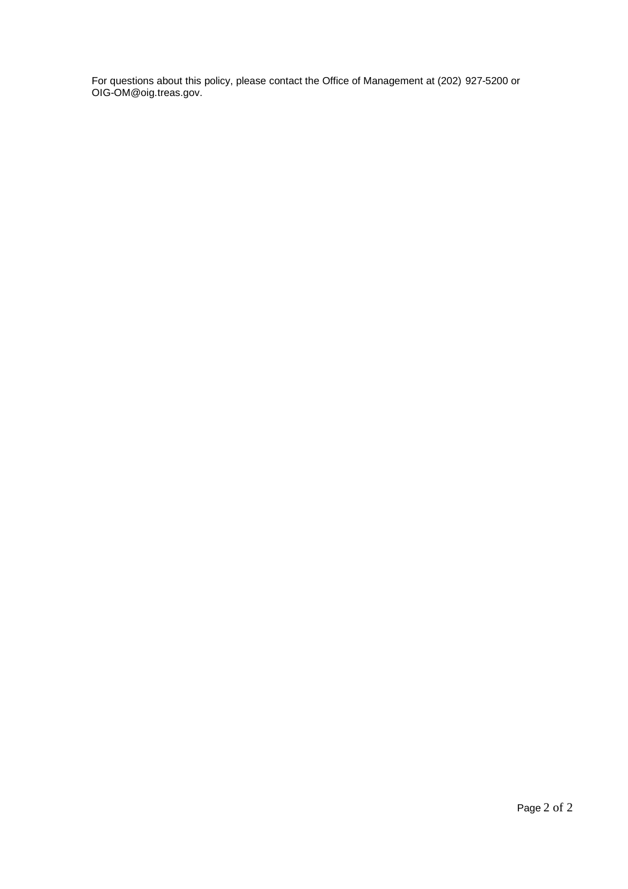For questions about this policy, please contact the Office of Management at (202) 927-5200 or OIG-OM@oig.treas.gov.